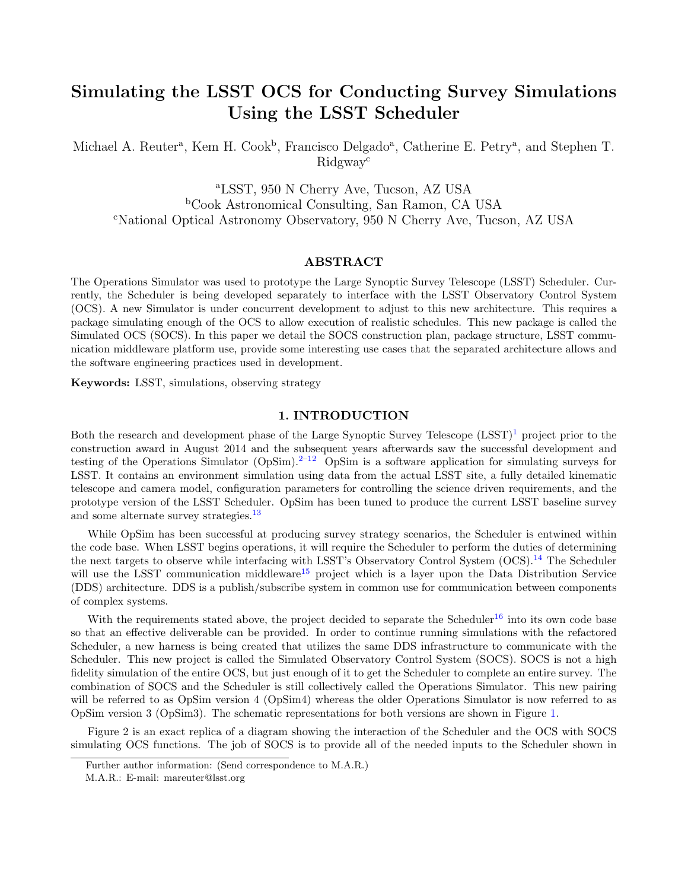# Simulating the LSST OCS for Conducting Survey Simulations Using the LSST Scheduler

Michael A. Reuter[a], Kem H. Cook[b], Francisco Delgado[a], Catherine E. Petry[a], and Stephen T. Ridgway[c]

[a]LSST, 950 N Cherry Ave, Tucson, AZ USA
[b]Cook Astronomical Consulting, San Ramon, CA USA
[c]National Optical Astronomy Observatory, 950 N Cherry Ave, Tucson, AZ USA

## ABSTRACT

The Operations Simulator was used to prototype the Large Synoptic Survey Telescope (LSST) Scheduler. Currently, the Scheduler is being developed separately to interface with the LSST Observatory Control System (OCS). A new Simulator is under concurrent development to adjust to this new architecture. This requires a package simulating enough of the OCS to allow execution of realistic schedules. This new package is called the Simulated OCS (SOCS). In this paper we detail the SOCS construction plan, package structure, LSST communication middleware platform use, provide some interesting use cases that the separated architecture allows and the software engineering practices used in development.

**Keywords:** LSST, simulations, observing strategy

## 1. INTRODUCTION

Both the research and development phase of the Large Synoptic Survey Telescope (LSST)[1] project prior to the construction award in August 2014 and the subsequent years afterwards saw the successful development and testing of the Operations Simulator (OpSim).[2–12] OpSim is a software application for simulating surveys for LSST. It contains an environment simulation using data from the actual LSST site, a fully detailed kinematic telescope and camera model, configuration parameters for controlling the science driven requirements, and the prototype version of the LSST Scheduler. OpSim has been tuned to produce the current LSST baseline survey and some alternate survey strategies.[13]

While OpSim has been successful at producing survey strategy scenarios, the Scheduler is entwined within the code base. When LSST begins operations, it will require the Scheduler to perform the duties of determining the next targets to observe while interfacing with LSST's Observatory Control System (OCS).[14] The Scheduler will use the LSST communication middleware[15] project which is a layer upon the Data Distribution Service (DDS) architecture. DDS is a publish/subscribe system in common use for communication between components of complex systems.

With the requirements stated above, the project decided to separate the Scheduler[16] into its own code base so that an effective deliverable can be provided. In order to continue running simulations with the refactored Scheduler, a new harness is being created that utilizes the same DDS infrastructure to communicate with the Scheduler. This new project is called the Simulated Observatory Control System (SOCS). SOCS is not a high fidelity simulation of the entire OCS, but just enough of it to get the Scheduler to complete an entire survey. The combination of SOCS and the Scheduler is still collectively called the Operations Simulator. This new pairing will be referred to as OpSim version 4 (OpSim4) whereas the older Operations Simulator is now referred to as OpSim version 3 (OpSim3). The schematic representations for both versions are shown in Figure 1.

Figure 2 is an exact replica of a diagram showing the interaction of the Scheduler and the OCS with SOCS simulating OCS functions. The job of SOCS is to provide all of the needed inputs to the Scheduler shown in

Further author information: (Send correspondence to M.A.R.)
M.A.R.: E-mail: mareuter@lsst.org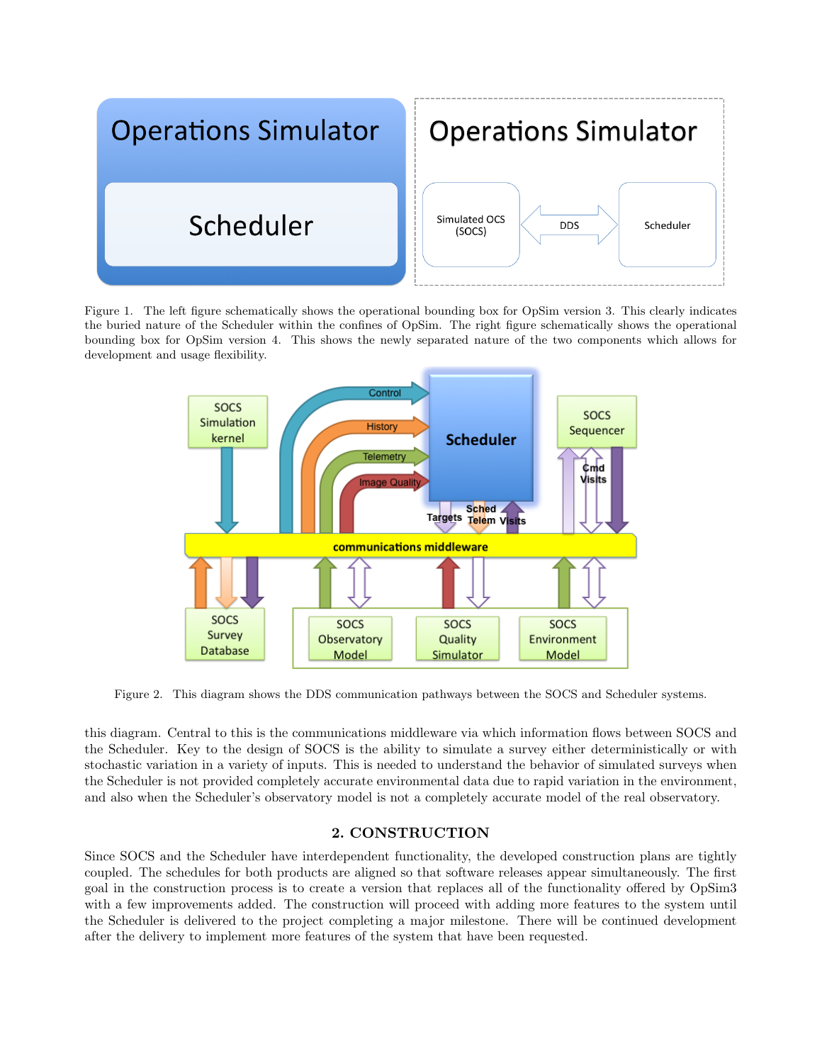Figure 1. The left figure schematically shows the operational bounding box for OpSim version 3. This clearly indicates the buried nature of the Scheduler within the confines of OpSim. The right figure schematically shows the operational bounding box for OpSim version 4. This shows the newly separated nature of the two components which allows for development and usage flexibility.

Figure 2. This diagram shows the DDS communication pathways between the SOCS and Scheduler systems.

this diagram. Central to this is the communications middleware via which information flows between SOCS and the Scheduler. Key to the design of SOCS is the ability to simulate a survey either deterministically or with stochastic variation in a variety of inputs. This is needed to understand the behavior of simulated surveys when the Scheduler is not provided completely accurate environmental data due to rapid variation in the environment, and also when the Scheduler's observatory model is not a completely accurate model of the real observatory.

## 2. CONSTRUCTION

Since SOCS and the Scheduler have interdependent functionality, the developed construction plans are tightly coupled. The schedules for both products are aligned so that software releases appear simultaneously. The first goal in the construction process is to create a version that replaces all of the functionality offered by OpSim3 with a few improvements added. The construction will proceed with adding more features to the system until the Scheduler is delivered to the project completing a major milestone. There will be continued development after the delivery to implement more features of the system that have been requested.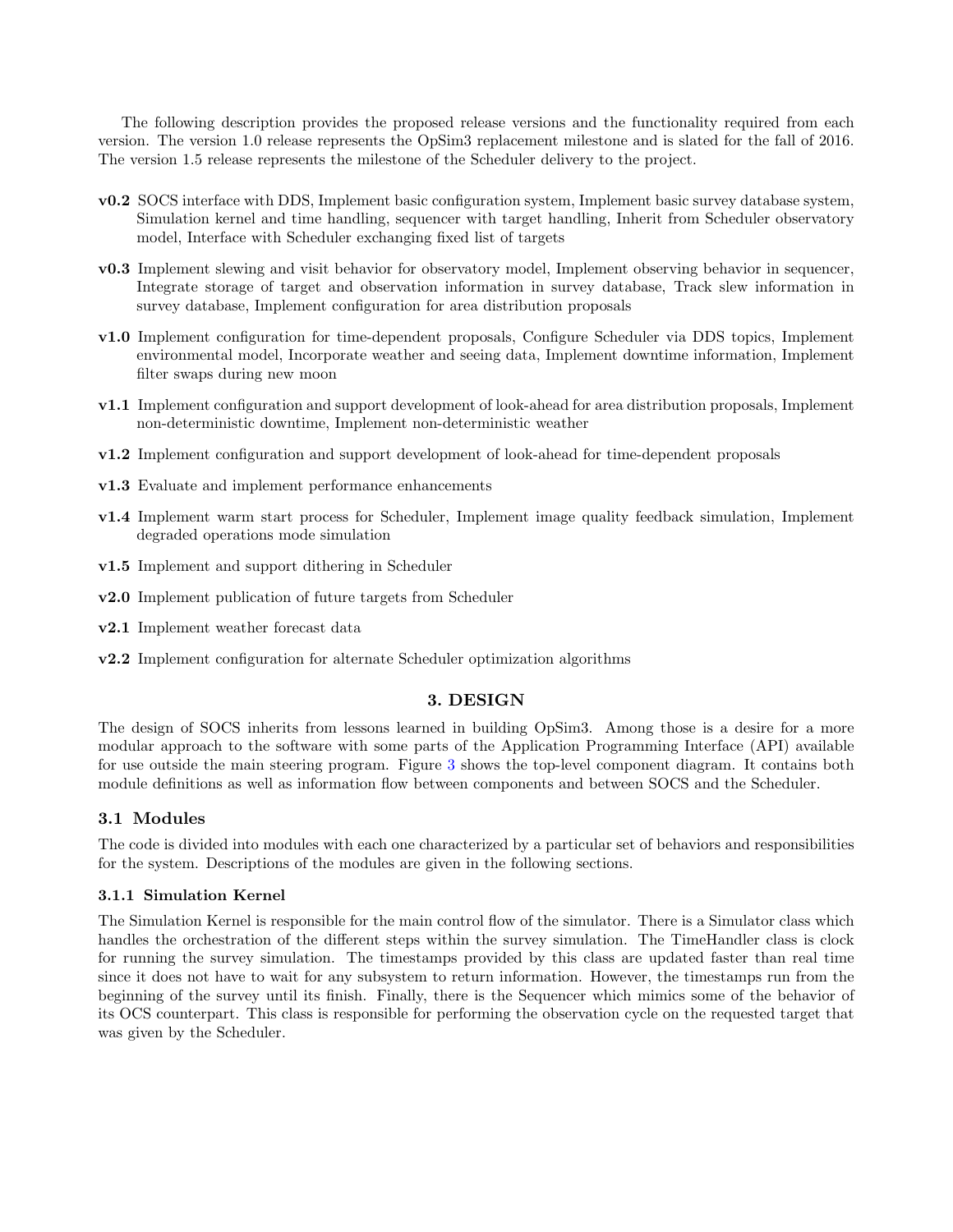The following description provides the proposed release versions and the functionality required from each version. The version 1.0 release represents the OpSim3 replacement milestone and is slated for the fall of 2016. The version 1.5 release represents the milestone of the Scheduler delivery to the project.

- **v0.2** SOCS interface with DDS, Implement basic configuration system, Implement basic survey database system, Simulation kernel and time handling, sequencer with target handling, Inherit from Scheduler observatory model, Interface with Scheduler exchanging fixed list of targets
- **v0.3** Implement slewing and visit behavior for observatory model, Implement observing behavior in sequencer, Integrate storage of target and observation information in survey database, Track slew information in survey database, Implement configuration for area distribution proposals
- **v1.0** Implement configuration for time-dependent proposals, Configure Scheduler via DDS topics, Implement environmental model, Incorporate weather and seeing data, Implement downtime information, Implement filter swaps during new moon
- **v1.1** Implement configuration and support development of look-ahead for area distribution proposals, Implement non-deterministic downtime, Implement non-deterministic weather
- **v1.2** Implement configuration and support development of look-ahead for time-dependent proposals
- **v1.3** Evaluate and implement performance enhancements
- **v1.4** Implement warm start process for Scheduler, Implement image quality feedback simulation, Implement degraded operations mode simulation
- **v1.5** Implement and support dithering in Scheduler
- **v2.0** Implement publication of future targets from Scheduler
- **v2.1** Implement weather forecast data
- **v2.2** Implement configuration for alternate Scheduler optimization algorithms

# 3. DESIGN

The design of SOCS inherits from lessons learned in building OpSim3. Among those is a desire for a more modular approach to the software with some parts of the Application Programming Interface (API) available for use outside the main steering program. Figure 3 shows the top-level component diagram. It contains both module definitions as well as information flow between components and between SOCS and the Scheduler.

## 3.1 Modules

The code is divided into modules with each one characterized by a particular set of behaviors and responsibilities for the system. Descriptions of the modules are given in the following sections.

### 3.1.1 Simulation Kernel

The Simulation Kernel is responsible for the main control flow of the simulator. There is a Simulator class which handles the orchestration of the different steps within the survey simulation. The TimeHandler class is clock for running the survey simulation. The timestamps provided by this class are updated faster than real time since it does not have to wait for any subsystem to return information. However, the timestamps run from the beginning of the survey until its finish. Finally, there is the Sequencer which mimics some of the behavior of its OCS counterpart. This class is responsible for performing the observation cycle on the requested target that was given by the Scheduler.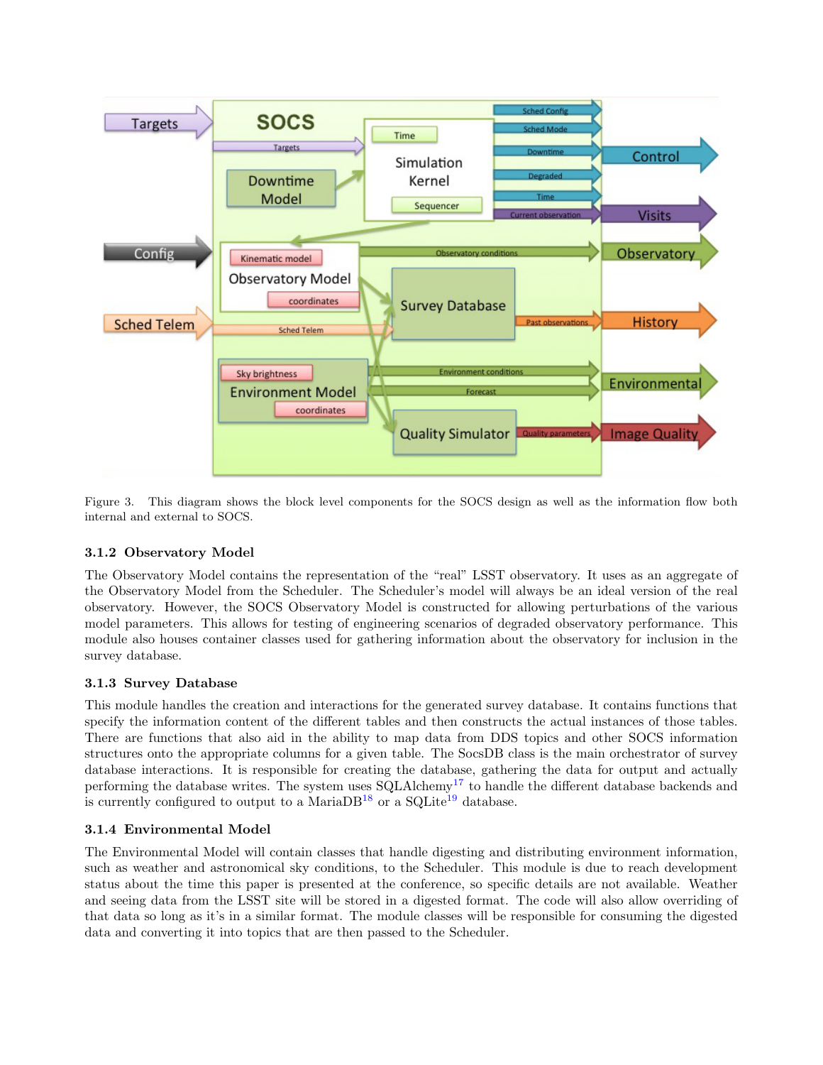Figure 3. This diagram shows the block level components for the SOCS design as well as the information flow both internal and external to SOCS.

### 3.1.2 Observatory Model

The Observatory Model contains the representation of the "real" LSST observatory. It uses as an aggregate of the Observatory Model from the Scheduler. The Scheduler's model will always be an ideal version of the real observatory. However, the SOCS Observatory Model is constructed for allowing perturbations of the various model parameters. This allows for testing of engineering scenarios of degraded observatory performance. This module also houses container classes used for gathering information about the observatory for inclusion in the survey database.

### 3.1.3 Survey Database

This module handles the creation and interactions for the generated survey database. It contains functions that specify the information content of the different tables and then constructs the actual instances of those tables. There are functions that also aid in the ability to map data from DDS topics and other SOCS information structures onto the appropriate columns for a given table. The SocsDB class is the main orchestrator of survey database interactions. It is responsible for creating the database, gathering the data for output and actually performing the database writes. The system uses SQLAlchemy[17] to handle the different database backends and is currently configured to output to a MariaDB[18] or a SQLite[19] database.

### 3.1.4 Environmental Model

The Environmental Model will contain classes that handle digesting and distributing environment information, such as weather and astronomical sky conditions, to the Scheduler. This module is due to reach development status about the time this paper is presented at the conference, so specific details are not available. Weather and seeing data from the LSST site will be stored in a digested format. The code will also allow overriding of that data so long as it's in a similar format. The module classes will be responsible for consuming the digested data and converting it into topics that are then passed to the Scheduler.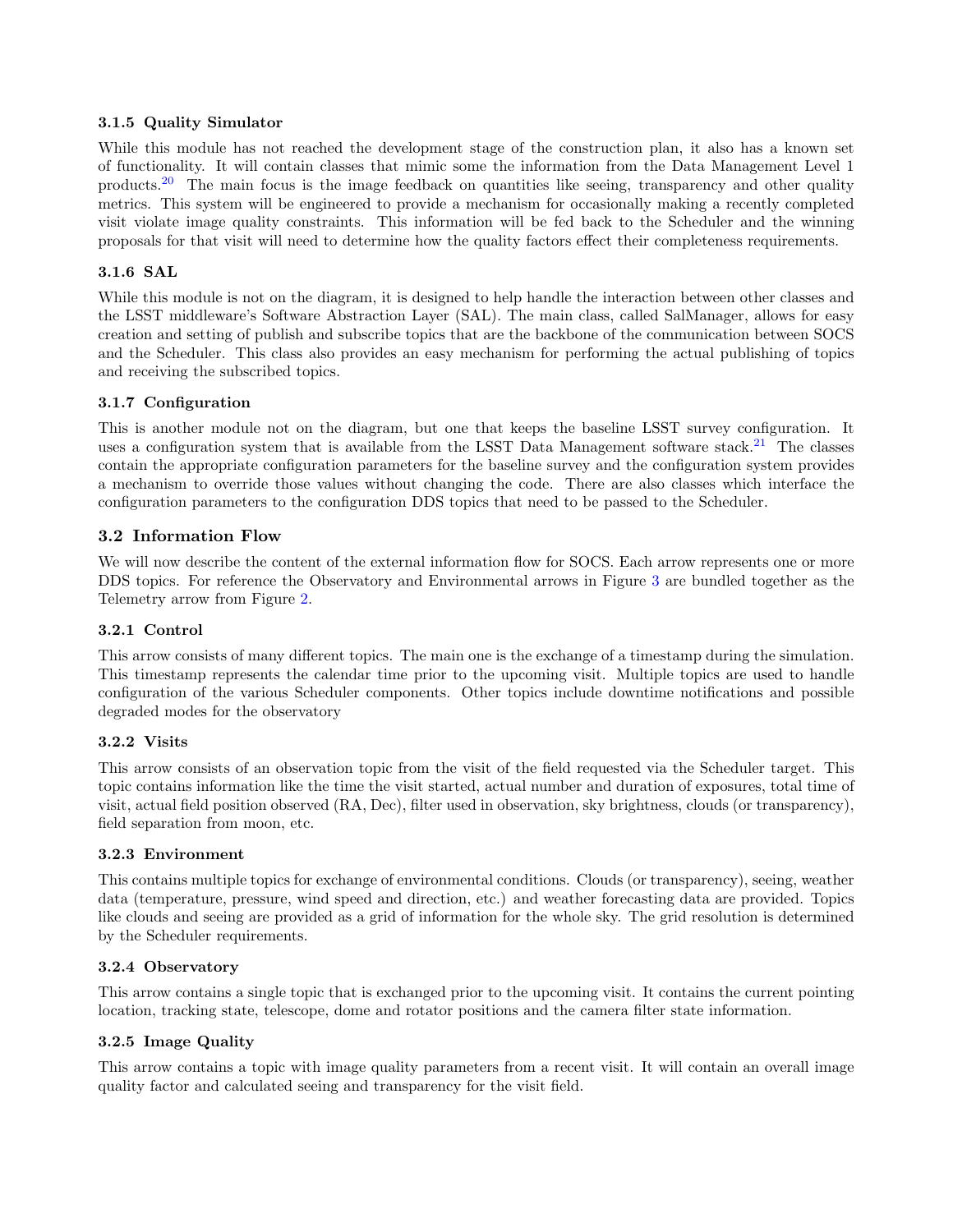### 3.1.5 Quality Simulator

While this module has not reached the development stage of the construction plan, it also has a known set of functionality. It will contain classes that mimic some the information from the Data Management Level 1 products.[20] The main focus is the image feedback on quantities like seeing, transparency and other quality metrics. This system will be engineered to provide a mechanism for occasionally making a recently completed visit violate image quality constraints. This information will be fed back to the Scheduler and the winning proposals for that visit will need to determine how the quality factors effect their completeness requirements.

### 3.1.6 SAL

While this module is not on the diagram, it is designed to help handle the interaction between other classes and the LSST middleware's Software Abstraction Layer (SAL). The main class, called SalManager, allows for easy creation and setting of publish and subscribe topics that are the backbone of the communication between SOCS and the Scheduler. This class also provides an easy mechanism for performing the actual publishing of topics and receiving the subscribed topics.

### 3.1.7 Configuration

This is another module not on the diagram, but one that keeps the baseline LSST survey configuration. It uses a configuration system that is available from the LSST Data Management software stack.[21] The classes contain the appropriate configuration parameters for the baseline survey and the configuration system provides a mechanism to override those values without changing the code. There are also classes which interface the configuration parameters to the configuration DDS topics that need to be passed to the Scheduler.

## 3.2 Information Flow

We will now describe the content of the external information flow for SOCS. Each arrow represents one or more DDS topics. For reference the Observatory and Environmental arrows in Figure 3 are bundled together as the Telemetry arrow from Figure 2.

### 3.2.1 Control

This arrow consists of many different topics. The main one is the exchange of a timestamp during the simulation. This timestamp represents the calendar time prior to the upcoming visit. Multiple topics are used to handle configuration of the various Scheduler components. Other topics include downtime notifications and possible degraded modes for the observatory

### 3.2.2 Visits

This arrow consists of an observation topic from the visit of the field requested via the Scheduler target. This topic contains information like the time the visit started, actual number and duration of exposures, total time of visit, actual field position observed (RA, Dec), filter used in observation, sky brightness, clouds (or transparency), field separation from moon, etc.

### 3.2.3 Environment

This contains multiple topics for exchange of environmental conditions. Clouds (or transparency), seeing, weather data (temperature, pressure, wind speed and direction, etc.) and weather forecasting data are provided. Topics like clouds and seeing are provided as a grid of information for the whole sky. The grid resolution is determined by the Scheduler requirements.

### 3.2.4 Observatory

This arrow contains a single topic that is exchanged prior to the upcoming visit. It contains the current pointing location, tracking state, telescope, dome and rotator positions and the camera filter state information.

### 3.2.5 Image Quality

This arrow contains a topic with image quality parameters from a recent visit. It will contain an overall image quality factor and calculated seeing and transparency for the visit field.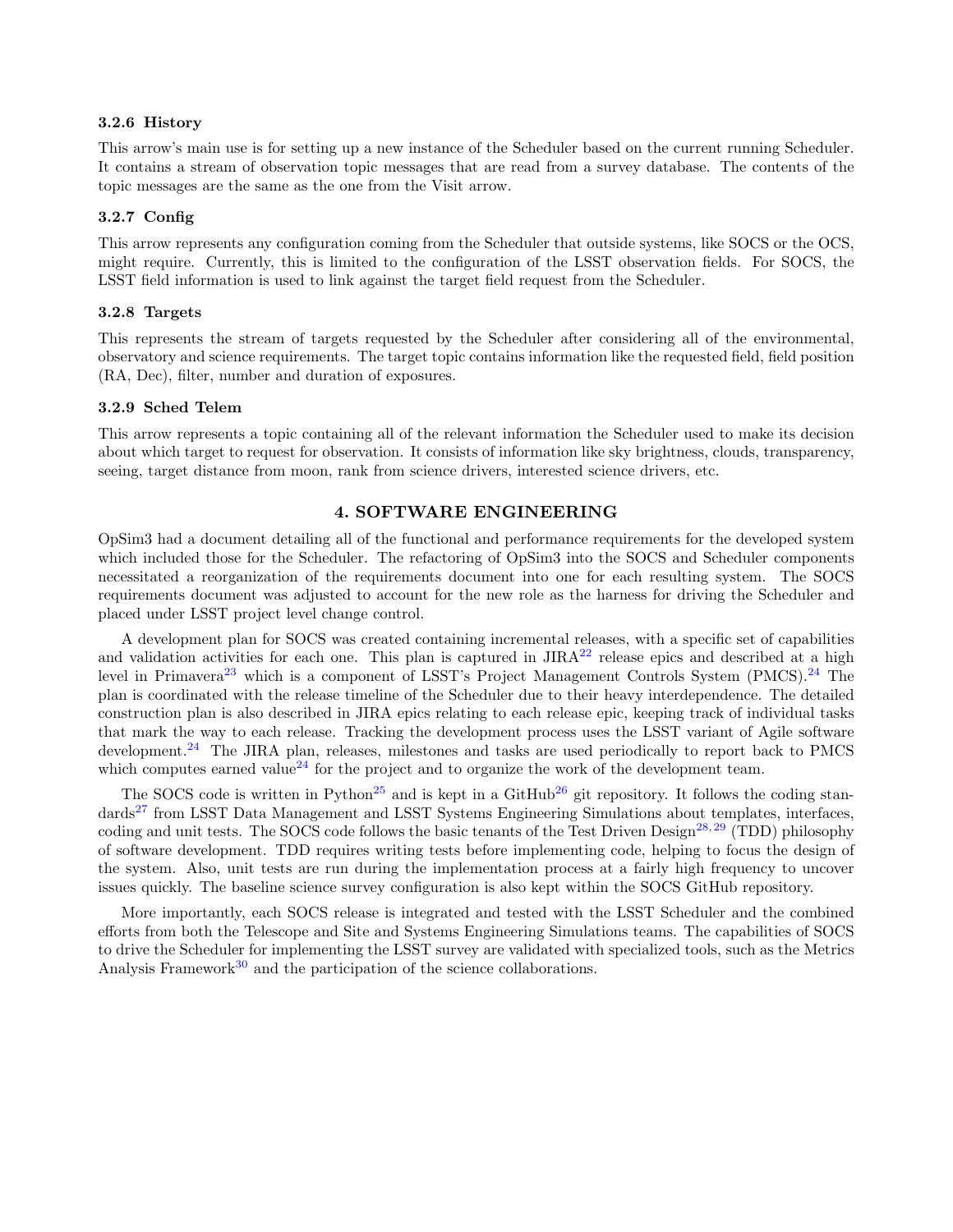#### 3.2.6 History

This arrow's main use is for setting up a new instance of the Scheduler based on the current running Scheduler. It contains a stream of observation topic messages that are read from a survey database. The contents of the topic messages are the same as the one from the Visit arrow.

#### 3.2.7 Config

This arrow represents any configuration coming from the Scheduler that outside systems, like SOCS or the OCS, might require. Currently, this is limited to the configuration of the LSST observation fields. For SOCS, the LSST field information is used to link against the target field request from the Scheduler.

#### 3.2.8 Targets

This represents the stream of targets requested by the Scheduler after considering all of the environmental, observatory and science requirements. The target topic contains information like the requested field, field position (RA, Dec), filter, number and duration of exposures.

#### 3.2.9 Sched Telem

This arrow represents a topic containing all of the relevant information the Scheduler used to make its decision about which target to request for observation. It consists of information like sky brightness, clouds, transparency, seeing, target distance from moon, rank from science drivers, interested science drivers, etc.

## 4. SOFTWARE ENGINEERING

OpSim3 had a document detailing all of the functional and performance requirements for the developed system which included those for the Scheduler. The refactoring of OpSim3 into the SOCS and Scheduler components necessitated a reorganization of the requirements document into one for each resulting system. The SOCS requirements document was adjusted to account for the new role as the harness for driving the Scheduler and placed under LSST project level change control.

A development plan for SOCS was created containing incremental releases, with a specific set of capabilities and validation activities for each one. This plan is captured in JIRA[22] release epics and described at a high level in Primavera[23] which is a component of LSST's Project Management Controls System (PMCS).[24] The plan is coordinated with the release timeline of the Scheduler due to their heavy interdependence. The detailed construction plan is also described in JIRA epics relating to each release epic, keeping track of individual tasks that mark the way to each release. Tracking the development process uses the LSST variant of Agile software development.[24] The JIRA plan, releases, milestones and tasks are used periodically to report back to PMCS which computes earned value[24] for the project and to organize the work of the development team.

The SOCS code is written in Python[25] and is kept in a GitHub[26] git repository. It follows the coding standards[27] from LSST Data Management and LSST Systems Engineering Simulations about templates, interfaces, coding and unit tests. The SOCS code follows the basic tenants of the Test Driven Design[28,29] (TDD) philosophy of software development. TDD requires writing tests before implementing code, helping to focus the design of the system. Also, unit tests are run during the implementation process at a fairly high frequency to uncover issues quickly. The baseline science survey configuration is also kept within the SOCS GitHub repository.

More importantly, each SOCS release is integrated and tested with the LSST Scheduler and the combined efforts from both the Telescope and Site and Systems Engineering Simulations teams. The capabilities of SOCS to drive the Scheduler for implementing the LSST survey are validated with specialized tools, such as the Metrics Analysis Framework[30] and the participation of the science collaborations.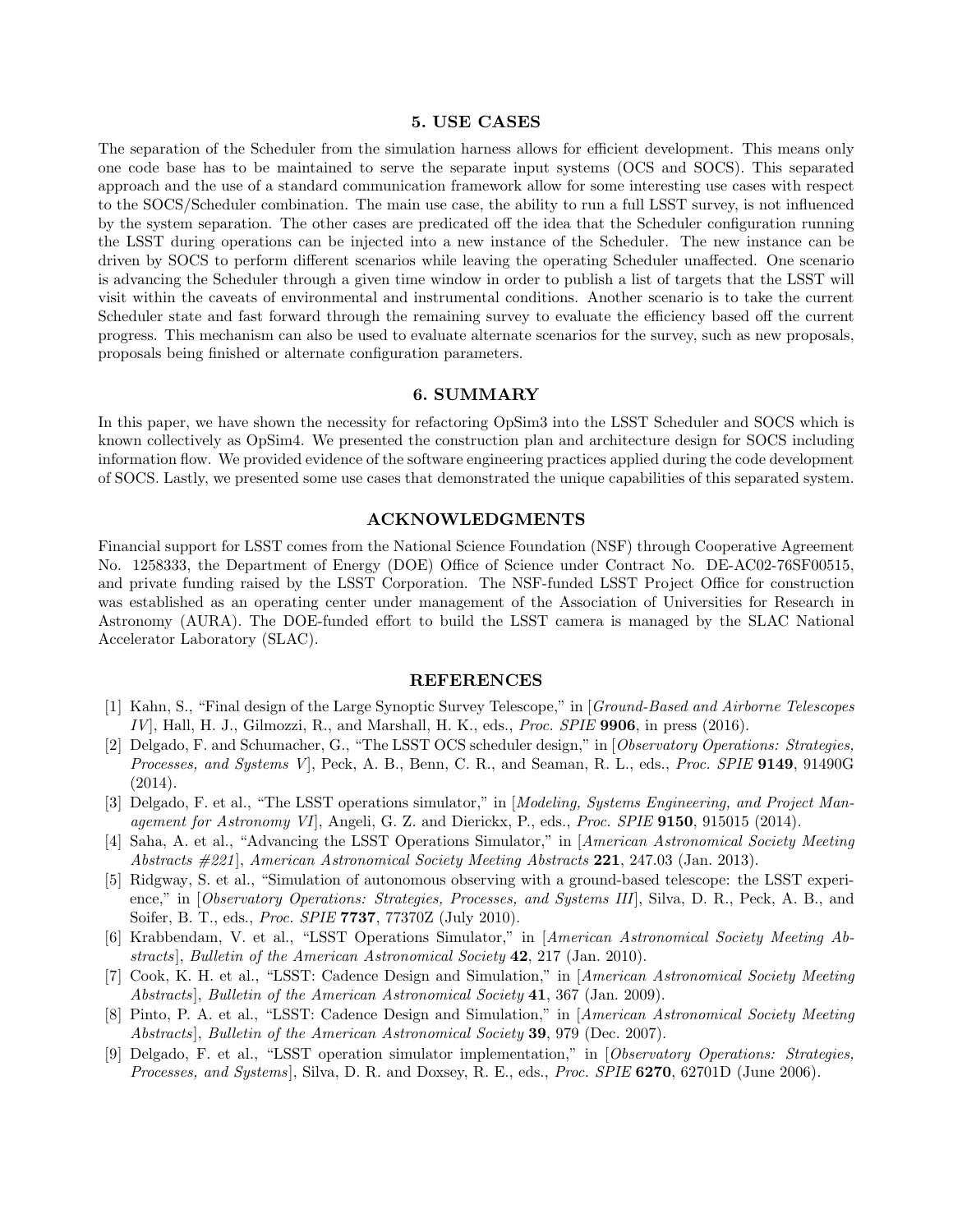## 5. USE CASES

The separation of the Scheduler from the simulation harness allows for efficient development. This means only one code base has to be maintained to serve the separate input systems (OCS and SOCS). This separated approach and the use of a standard communication framework allow for some interesting use cases with respect to the SOCS/Scheduler combination. The main use case, the ability to run a full LSST survey, is not influenced by the system separation. The other cases are predicated off the idea that the Scheduler configuration running the LSST during operations can be injected into a new instance of the Scheduler. The new instance can be driven by SOCS to perform different scenarios while leaving the operating Scheduler unaffected. One scenario is advancing the Scheduler through a given time window in order to publish a list of targets that the LSST will visit within the caveats of environmental and instrumental conditions. Another scenario is to take the current Scheduler state and fast forward through the remaining survey to evaluate the efficiency based off the current progress. This mechanism can also be used to evaluate alternate scenarios for the survey, such as new proposals, proposals being finished or alternate configuration parameters.

## 6. SUMMARY

In this paper, we have shown the necessity for refactoring OpSim3 into the LSST Scheduler and SOCS which is known collectively as OpSim4. We presented the construction plan and architecture design for SOCS including information flow. We provided evidence of the software engineering practices applied during the code development of SOCS. Lastly, we presented some use cases that demonstrated the unique capabilities of this separated system.

## ACKNOWLEDGMENTS

Financial support for LSST comes from the National Science Foundation (NSF) through Cooperative Agreement No. 1258333, the Department of Energy (DOE) Office of Science under Contract No. DE-AC02-76SF00515, and private funding raised by the LSST Corporation. The NSF-funded LSST Project Office for construction was established as an operating center under management of the Association of Universities for Research in Astronomy (AURA). The DOE-funded effort to build the LSST camera is managed by the SLAC National Accelerator Laboratory (SLAC).

## REFERENCES

[1] Kahn, S., "Final design of the Large Synoptic Survey Telescope," in [*Ground-Based and Airborne Telescopes IV*], Hall, H. J., Gilmozzi, R., and Marshall, H. K., eds., *Proc. SPIE* **9906**, in press (2016).

[2] Delgado, F. and Schumacher, G., "The LSST OCS scheduler design," in [*Observatory Operations: Strategies, Processes, and Systems V*], Peck, A. B., Benn, C. R., and Seaman, R. L., eds., *Proc. SPIE* **9149**, 91490G (2014).

[3] Delgado, F. et al., "The LSST operations simulator," in [*Modeling, Systems Engineering, and Project Management for Astronomy VI*], Angeli, G. Z. and Dierickx, P., eds., *Proc. SPIE* **9150**, 915015 (2014).

[4] Saha, A. et al., "Advancing the LSST Operations Simulator," in [*American Astronomical Society Meeting Abstracts #221*], *American Astronomical Society Meeting Abstracts* **221**, 247.03 (Jan. 2013).

[5] Ridgway, S. et al., "Simulation of autonomous observing with a ground-based telescope: the LSST experience," in [*Observatory Operations: Strategies, Processes, and Systems III*], Silva, D. R., Peck, A. B., and Soifer, B. T., eds., *Proc. SPIE* **7737**, 77370Z (July 2010).

[6] Krabbendam, V. et al., "LSST Operations Simulator," in [*American Astronomical Society Meeting Abstracts*], *Bulletin of the American Astronomical Society* **42**, 217 (Jan. 2010).

[7] Cook, K. H. et al., "LSST: Cadence Design and Simulation," in [*American Astronomical Society Meeting Abstracts*], *Bulletin of the American Astronomical Society* **41**, 367 (Jan. 2009).

[8] Pinto, P. A. et al., "LSST: Cadence Design and Simulation," in [*American Astronomical Society Meeting Abstracts*], *Bulletin of the American Astronomical Society* **39**, 979 (Dec. 2007).

[9] Delgado, F. et al., "LSST operation simulator implementation," in [*Observatory Operations: Strategies, Processes, and Systems*], Silva, D. R. and Doxsey, R. E., eds., *Proc. SPIE* **6270**, 62701D (June 2006).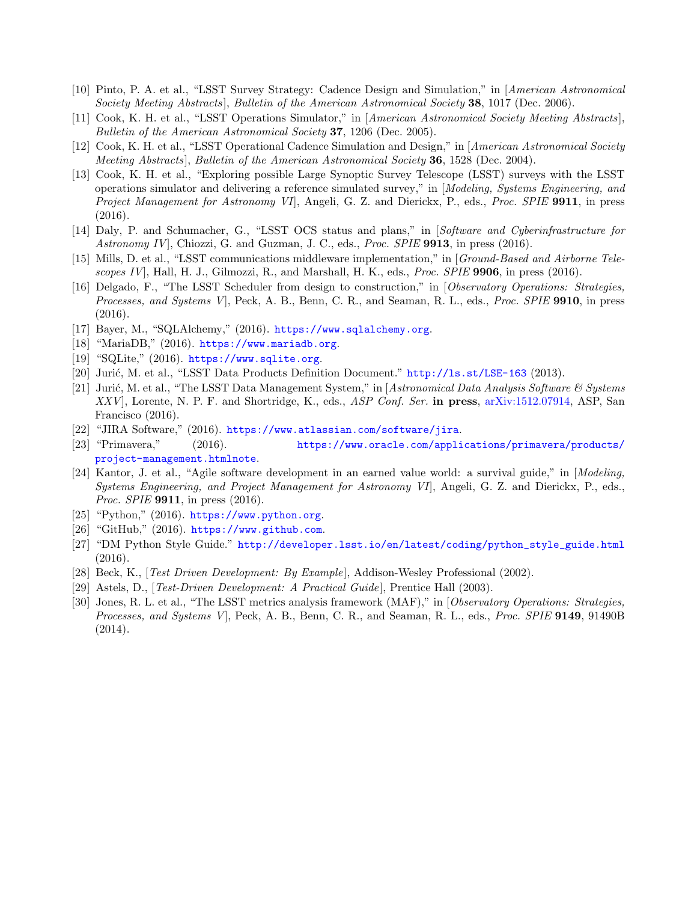[10] Pinto, P. A. et al., "LSST Survey Strategy: Cadence Design and Simulation," in [*American Astronomical Society Meeting Abstracts*], *Bulletin of the American Astronomical Society* **38**, 1017 (Dec. 2006).

[11] Cook, K. H. et al., "LSST Operations Simulator," in [*American Astronomical Society Meeting Abstracts*], *Bulletin of the American Astronomical Society* **37**, 1206 (Dec. 2005).

[12] Cook, K. H. et al., "LSST Operational Cadence Simulation and Design," in [*American Astronomical Society Meeting Abstracts*], *Bulletin of the American Astronomical Society* **36**, 1528 (Dec. 2004).

[13] Cook, K. H. et al., "Exploring possible Large Synoptic Survey Telescope (LSST) surveys with the LSST operations simulator and delivering a reference simulated survey," in [*Modeling, Systems Engineering, and Project Management for Astronomy VI*], Angeli, G. Z. and Dierickx, P., eds., *Proc. SPIE* **9911**, in press (2016).

[14] Daly, P. and Schumacher, G., "LSST OCS status and plans," in [*Software and Cyberinfrastructure for Astronomy IV*], Chiozzi, G. and Guzman, J. C., eds., *Proc. SPIE* **9913**, in press (2016).

[15] Mills, D. et al., "LSST communications middleware implementation," in [*Ground-Based and Airborne Telescopes IV*], Hall, H. J., Gilmozzi, R., and Marshall, H. K., eds., *Proc. SPIE* **9906**, in press (2016).

[16] Delgado, F., "The LSST Scheduler from design to construction," in [*Observatory Operations: Strategies, Processes, and Systems V*], Peck, A. B., Benn, C. R., and Seaman, R. L., eds., *Proc. SPIE* **9910**, in press (2016).

[17] Bayer, M., "SQLAlchemy," (2016). https://www.sqlalchemy.org.

[18] "MariaDB," (2016). https://www.mariadb.org.

[19] "SQLite," (2016). https://www.sqlite.org.

[20] Jurić, M. et al., "LSST Data Products Definition Document." http://ls.st/LSE-163 (2013).

[21] Jurić, M. et al., "The LSST Data Management System," in [*Astronomical Data Analysis Software & Systems XXV*], Lorente, N. P. F. and Shortridge, K., eds., *ASP Conf. Ser.* **in press**, arXiv:1512.07914, ASP, San Francisco (2016).

[22] "JIRA Software," (2016). https://www.atlassian.com/software/jira.

[23] "Primavera," (2016). https://www.oracle.com/applications/primavera/products/project-management.htmlnote.

[24] Kantor, J. et al., "Agile software development in an earned value world: a survival guide," in [*Modeling, Systems Engineering, and Project Management for Astronomy VI*], Angeli, G. Z. and Dierickx, P., eds., *Proc. SPIE* **9911**, in press (2016).

[25] "Python," (2016). https://www.python.org.

[26] "GitHub," (2016). https://www.github.com.

[27] "DM Python Style Guide." http://developer.lsst.io/en/latest/coding/python_style_guide.html (2016).

[28] Beck, K., [*Test Driven Development: By Example*], Addison-Wesley Professional (2002).

[29] Astels, D., [*Test-Driven Development: A Practical Guide*], Prentice Hall (2003).

[30] Jones, R. L. et al., "The LSST metrics analysis framework (MAF)," in [*Observatory Operations: Strategies, Processes, and Systems V*], Peck, A. B., Benn, C. R., and Seaman, R. L., eds., *Proc. SPIE* **9149**, 91490B (2014).